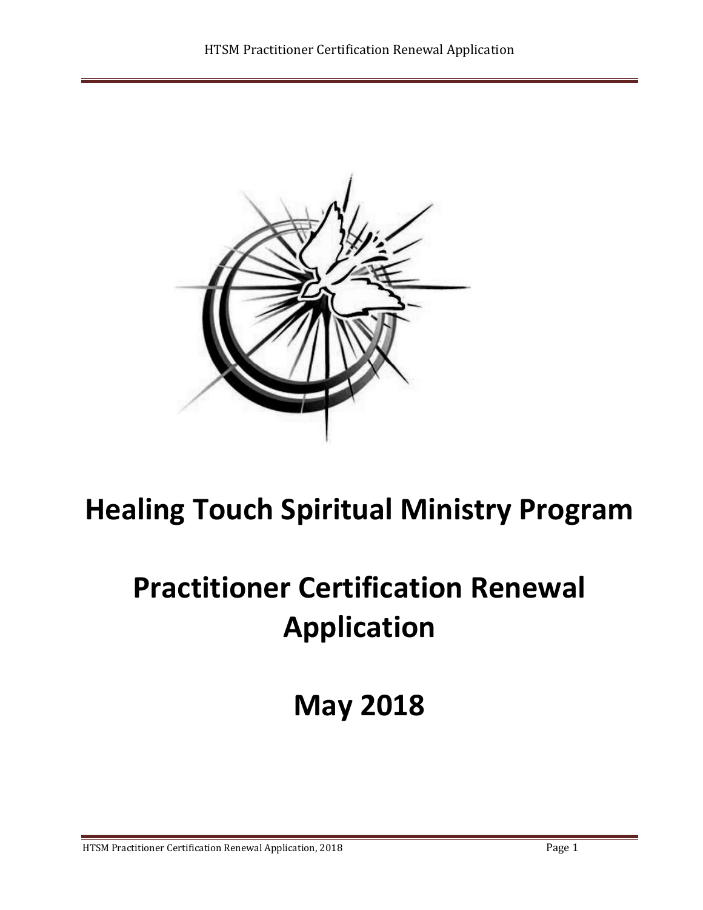# Healing Touch Spiritual Ministry Program

# Practitioner Certification Renewal Application

# May 2018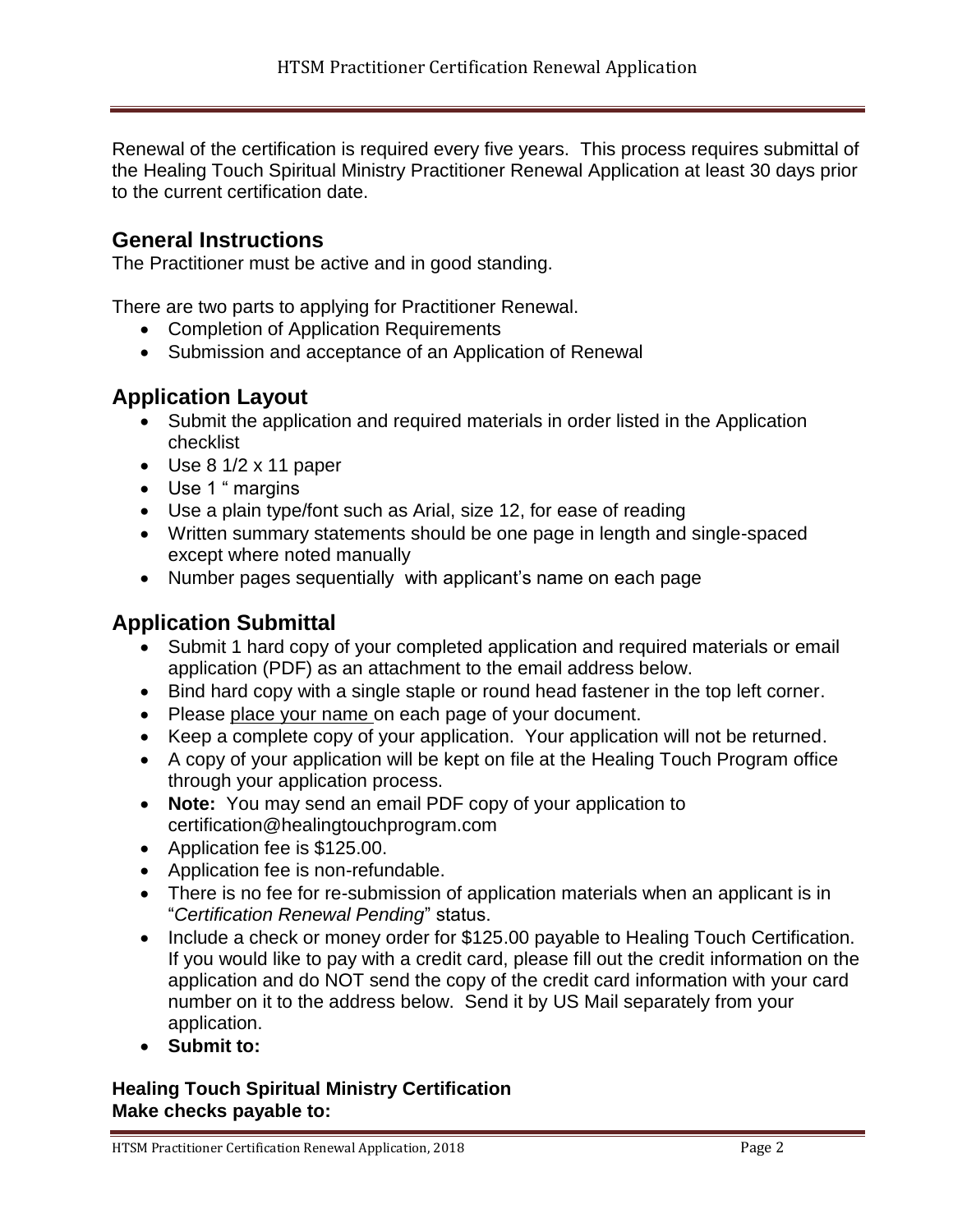Renewal of the certification is required every five years. This process requires submittal of the Healing Touch Spiritual Ministry Practitioner Renewal Application at least 30 days prior to the current certification date.

## General Instructions

The Practitioner must be active and in good standing.

There are two parts to applying for Practitioner Renewal.

- Completion of Application Requirements
- Submission and acceptance of an Application of Renewal

## Application Layout

- Submit the application and required materials in order listed in the Application checklist
- Use 8 1/2 x 11 paper
- Use 1 " margins
- Use a plain type/font such as Arial, size 12, for ease of reading
- Written summary statements should be one page in length and single-spaced except where noted manually
- Number pages sequentially with applicant's name on each page

## Application Submittal

- Submit 1 hard copy of your completed application and required materials or email application (PDF) as an attachment to the email address below.
- Bind hard copy with a single staple or round head fastener in the top left corner.
- Please place your name on each page of your document.
- Keep a complete copy of your application. Your application will not be returned.
- A copy of your application will be kept on file at the Healing Touch Program office through your application process.
- **Note:** You may send an email PDF copy of your application to certification@healingtouchprogram.com
- Application fee is $125.00.
- Application fee is non-refundable.
- There is no fee for re-submission of application materials when an applicant is in "*Certification Renewal Pending*" status.
- Include a check or money order for $125.00 payable to Healing Touch Certification. If you would like to pay with a credit card, please fill out the credit information on the application and do NOT send the copy of the credit card information with your card number on it to the address below. Send it by US Mail separately from your application.
- **Submit to:**

**Healing Touch Spiritual Ministry Certification**
**Make checks payable to:**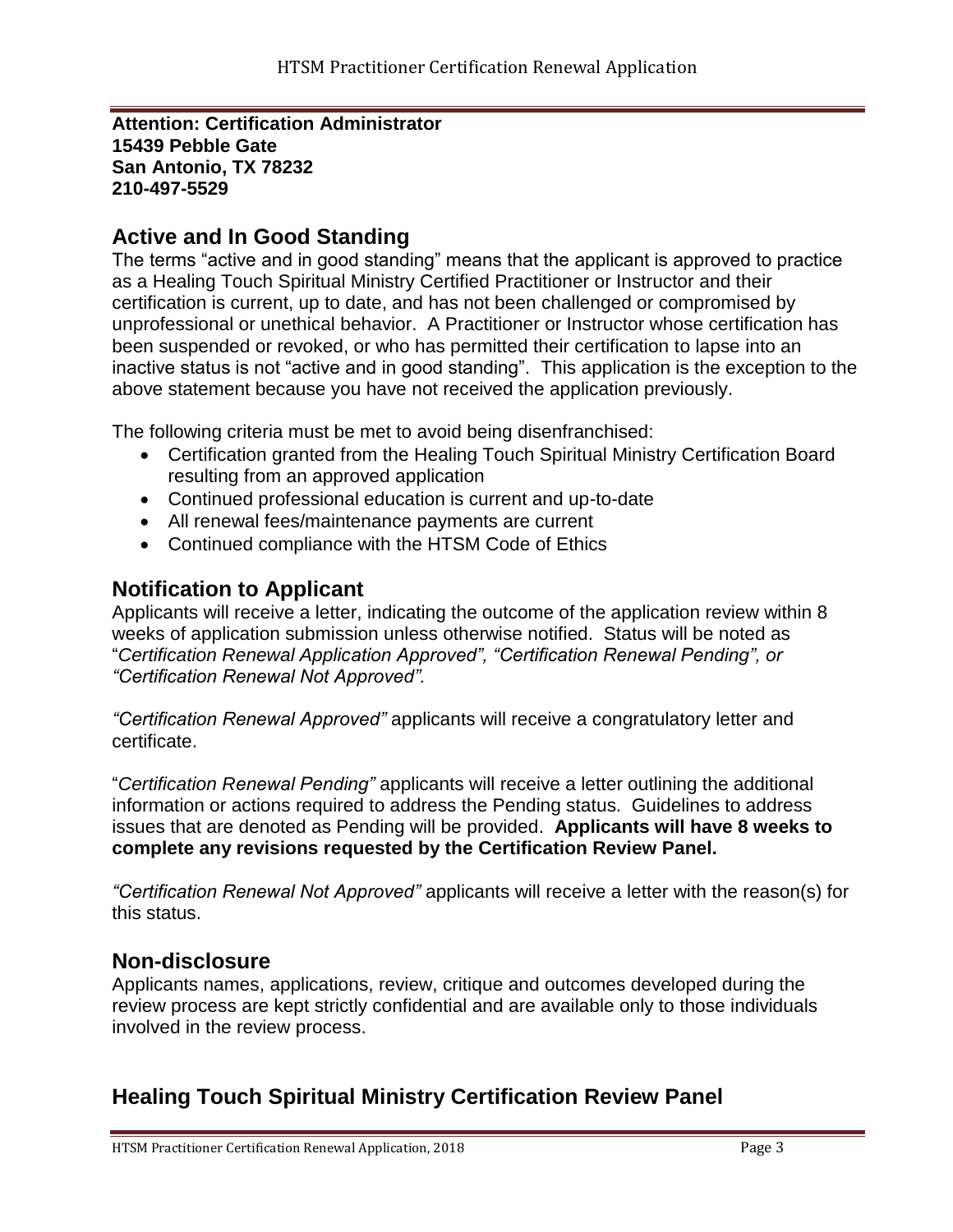**Attention: Certification Administrator**
**15439 Pebble Gate**
**San Antonio, TX 78232**
**210-497-5529**

## Active and In Good Standing

The terms "active and in good standing" means that the applicant is approved to practice as a Healing Touch Spiritual Ministry Certified Practitioner or Instructor and their certification is current, up to date, and has not been challenged or compromised by unprofessional or unethical behavior. A Practitioner or Instructor whose certification has been suspended or revoked, or who has permitted their certification to lapse into an inactive status is not "active and in good standing". This application is the exception to the above statement because you have not received the application previously.

The following criteria must be met to avoid being disenfranchised:

- Certification granted from the Healing Touch Spiritual Ministry Certification Board resulting from an approved application
- Continued professional education is current and up-to-date
- All renewal fees/maintenance payments are current
- Continued compliance with the HTSM Code of Ethics

## Notification to Applicant

Applicants will receive a letter, indicating the outcome of the application review within 8 weeks of application submission unless otherwise notified. Status will be noted as "*Certification Renewal Application Approved", "Certification Renewal Pending", or "Certification Renewal Not Approved".*

*"Certification Renewal Approved"* applicants will receive a congratulatory letter and certificate.

"*Certification Renewal Pending"* applicants will receive a letter outlining the additional information or actions required to address the Pending status. Guidelines to address issues that are denoted as Pending will be provided. **Applicants will have 8 weeks to complete any revisions requested by the Certification Review Panel.**

*"Certification Renewal Not Approved"* applicants will receive a letter with the reason(s) for this status.

## Non-disclosure

Applicants names, applications, review, critique and outcomes developed during the review process are kept strictly confidential and are available only to those individuals involved in the review process.

## Healing Touch Spiritual Ministry Certification Review Panel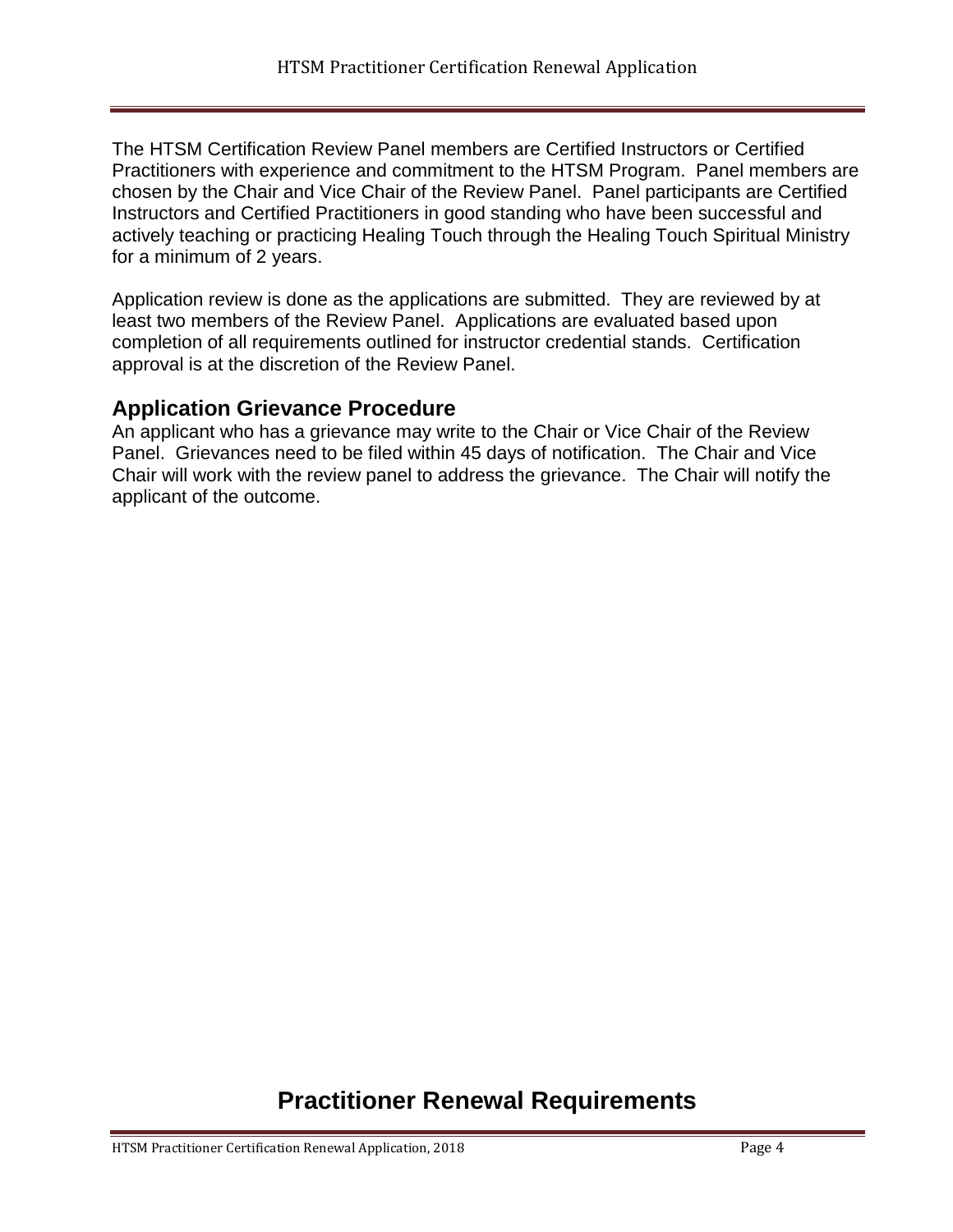The HTSM Certification Review Panel members are Certified Instructors or Certified Practitioners with experience and commitment to the HTSM Program. Panel members are chosen by the Chair and Vice Chair of the Review Panel. Panel participants are Certified Instructors and Certified Practitioners in good standing who have been successful and actively teaching or practicing Healing Touch through the Healing Touch Spiritual Ministry for a minimum of 2 years.

Application review is done as the applications are submitted. They are reviewed by at least two members of the Review Panel. Applications are evaluated based upon completion of all requirements outlined for instructor credential stands. Certification approval is at the discretion of the Review Panel.

## Application Grievance Procedure

An applicant who has a grievance may write to the Chair or Vice Chair of the Review Panel. Grievances need to be filed within 45 days of notification. The Chair and Vice Chair will work with the review panel to address the grievance. The Chair will notify the applicant of the outcome.

# Practitioner Renewal Requirements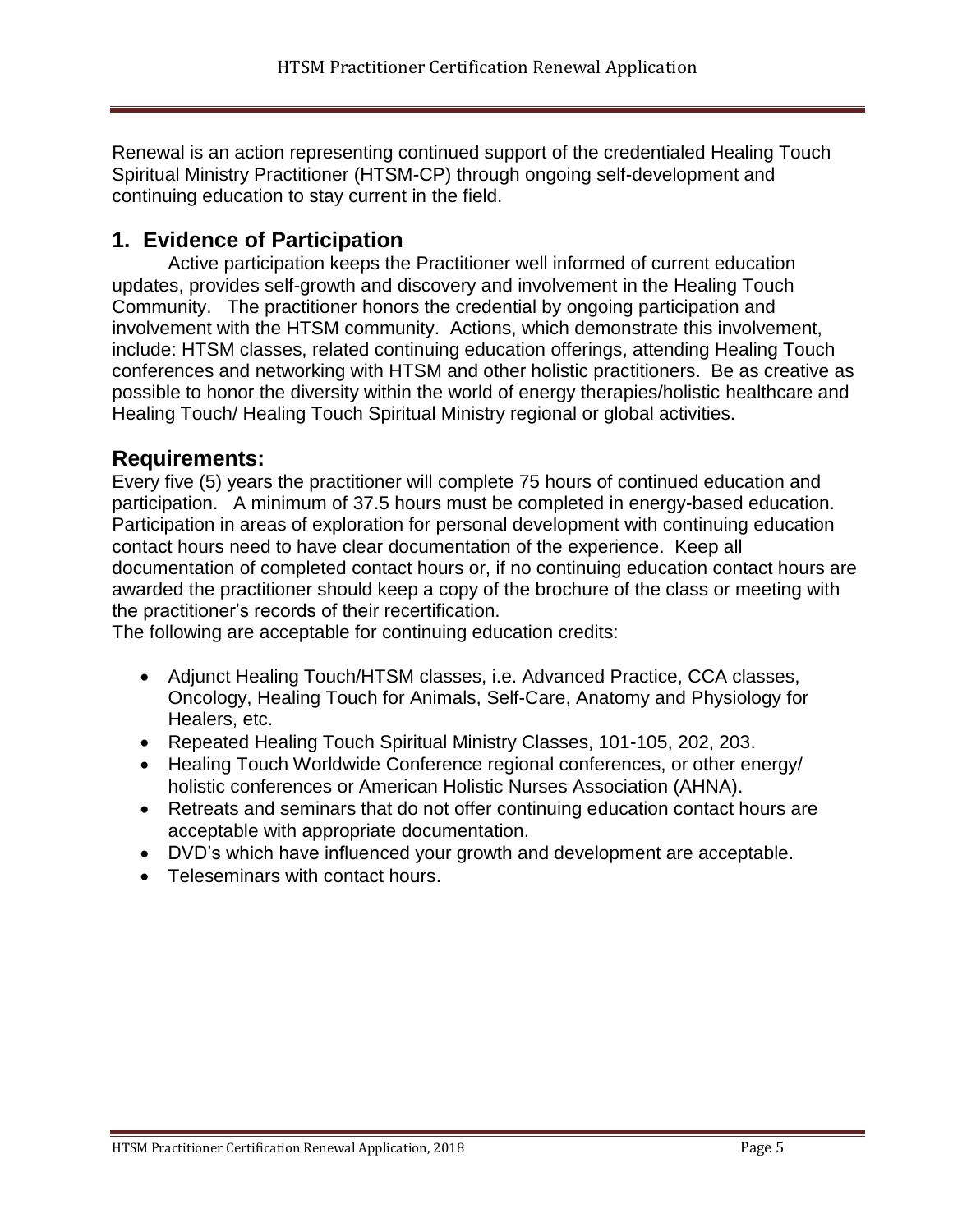Renewal is an action representing continued support of the credentialed Healing Touch Spiritual Ministry Practitioner (HTSM-CP) through ongoing self-development and continuing education to stay current in the field.

## 1. Evidence of Participation

Active participation keeps the Practitioner well informed of current education updates, provides self-growth and discovery and involvement in the Healing Touch Community. The practitioner honors the credential by ongoing participation and involvement with the HTSM community. Actions, which demonstrate this involvement, include: HTSM classes, related continuing education offerings, attending Healing Touch conferences and networking with HTSM and other holistic practitioners. Be as creative as possible to honor the diversity within the world of energy therapies/holistic healthcare and Healing Touch/ Healing Touch Spiritual Ministry regional or global activities.

## Requirements:

Every five (5) years the practitioner will complete 75 hours of continued education and participation. A minimum of 37.5 hours must be completed in energy-based education. Participation in areas of exploration for personal development with continuing education contact hours need to have clear documentation of the experience. Keep all documentation of completed contact hours or, if no continuing education contact hours are awarded the practitioner should keep a copy of the brochure of the class or meeting with the practitioner's records of their recertification.

The following are acceptable for continuing education credits:

- Adjunct Healing Touch/HTSM classes, i.e. Advanced Practice, CCA classes, Oncology, Healing Touch for Animals, Self-Care, Anatomy and Physiology for Healers, etc.
- Repeated Healing Touch Spiritual Ministry Classes, 101-105, 202, 203.
- Healing Touch Worldwide Conference regional conferences, or other energy/ holistic conferences or American Holistic Nurses Association (AHNA).
- Retreats and seminars that do not offer continuing education contact hours are acceptable with appropriate documentation.
- DVD's which have influenced your growth and development are acceptable.
- Teleseminars with contact hours.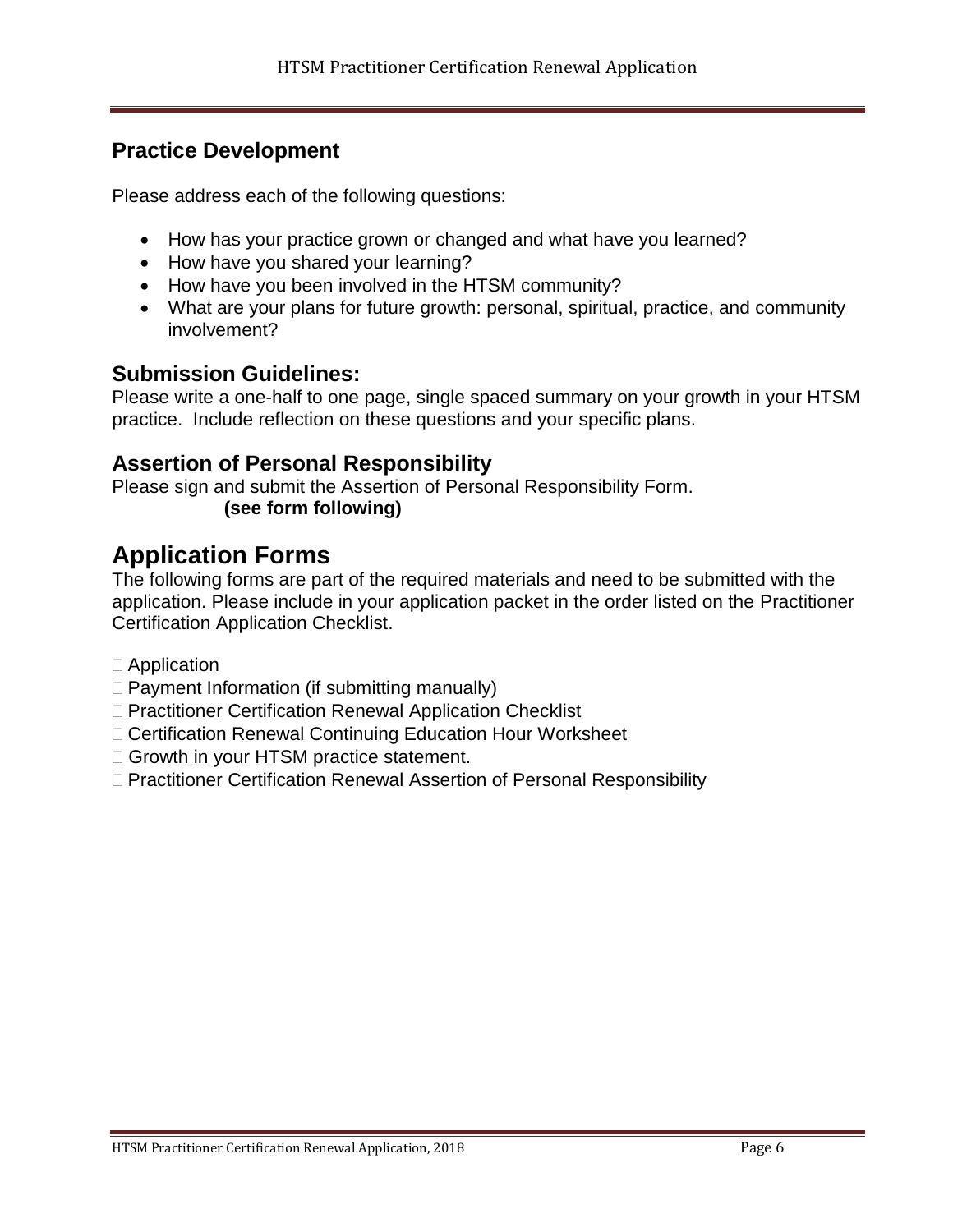## Practice Development

Please address each of the following questions:

- How has your practice grown or changed and what have you learned?
- How have you shared your learning?
- How have you been involved in the HTSM community?
- What are your plans for future growth: personal, spiritual, practice, and community involvement?

### Submission Guidelines:

Please write a one-half to one page, single spaced summary on your growth in your HTSM practice. Include reflection on these questions and your specific plans.

### Assertion of Personal Responsibility

Please sign and submit the Assertion of Personal Responsibility Form.
**(see form following)**

# Application Forms

The following forms are part of the required materials and need to be submitted with the application. Please include in your application packet in the order listed on the Practitioner Certification Application Checklist.

- ☐ Application
- ☐ Payment Information (if submitting manually)
- ☐ Practitioner Certification Renewal Application Checklist
- ☐ Certification Renewal Continuing Education Hour Worksheet
- ☐ Growth in your HTSM practice statement.
- ☐ Practitioner Certification Renewal Assertion of Personal Responsibility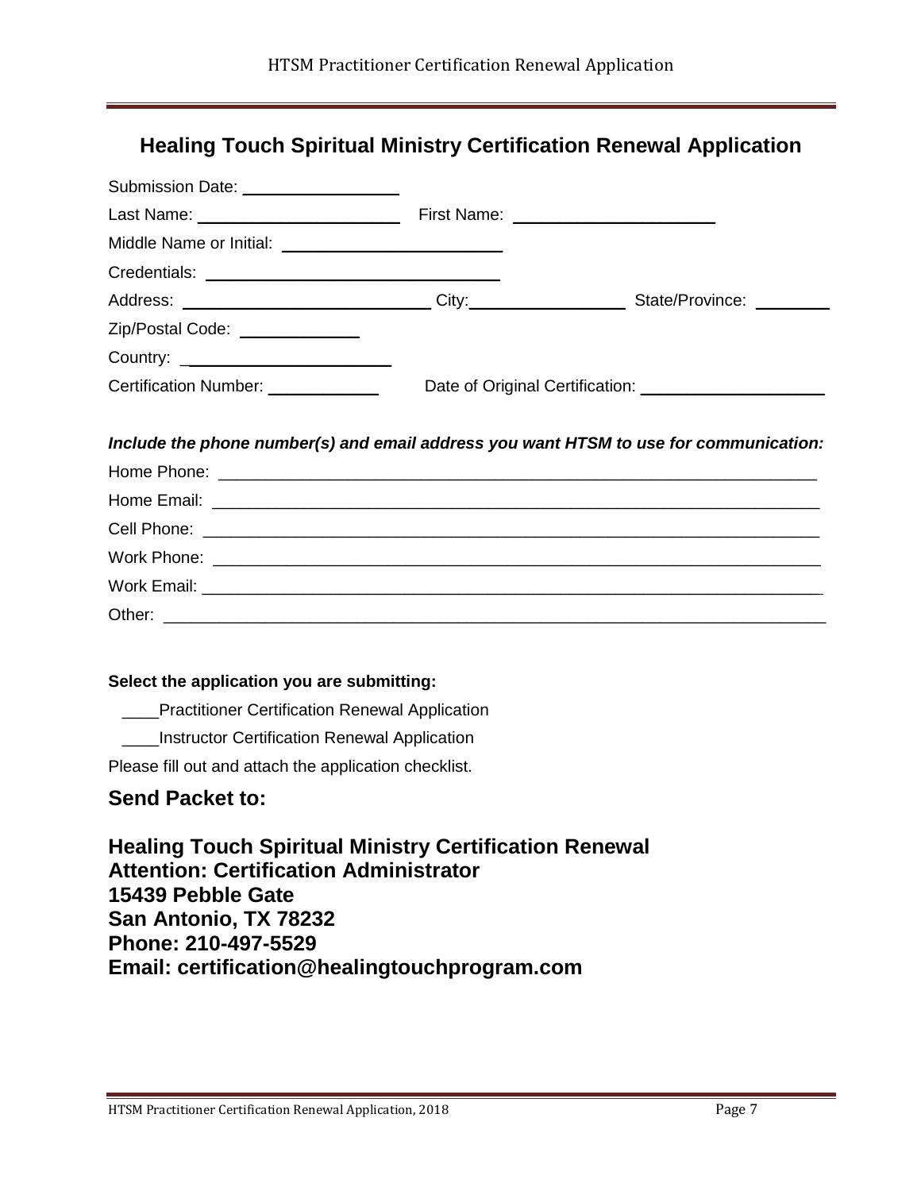## Healing Touch Spiritual Ministry Certification Renewal Application

Submission Date: ________________

Last Name: ______________________ First Name: ______________________

Middle Name or Initial: ______________________

Credentials: ______________________________

Address: __________________________ City:________________ State/Province: ________

Zip/Postal Code: ____________

Country: ______________________

Certification Number: ___________ Date of Original Certification: ____________________

***Include the phone number(s) and email address you want HTSM to use for communication:***

Home Phone: ________________________________________________________________

Home Email: ________________________________________________________________

Cell Phone: ________________________________________________________________

Work Phone: ________________________________________________________________

Work Email: ________________________________________________________________

Other: ____________________________________________________________________

**Select the application you are submitting:**

____Practitioner Certification Renewal Application

____Instructor Certification Renewal Application

Please fill out and attach the application checklist.

### Send Packet to:

**Healing Touch Spiritual Ministry Certification Renewal**
**Attention: Certification Administrator**
**15439 Pebble Gate**
**San Antonio, TX 78232**
**Phone: 210-497-5529**
**Email: certification@healingtouchprogram.com**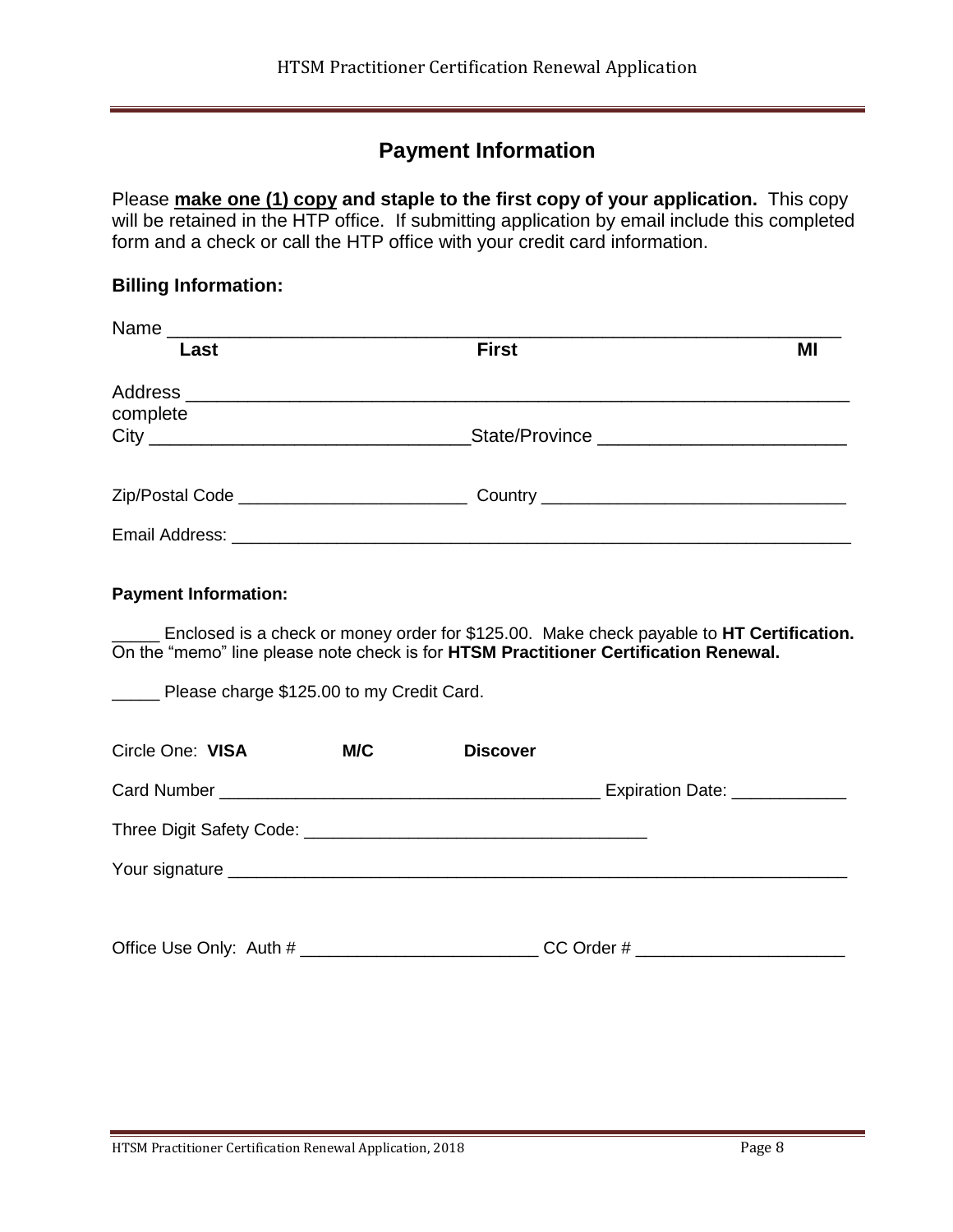## Payment Information

Please **make one (1) copy and staple to the first copy of your application.** This copy will be retained in the HTP office. If submitting application by email include this completed form and a check or call the HTP office with your credit card information.

**Billing Information:**

Name ___________________________________________________________________

**Last** **First** **MI**

Address _________________________________________________________________
complete
City ______________________________State/Province _______________________

Zip/Postal Code _______________________ Country ______________________________

Email Address: ____________________________________________________________

**Payment Information:**

_____ Enclosed is a check or money order for $125.00. Make check payable to **HT Certification.** On the "memo" line please note check is for **HTSM Practitioner Certification Renewal.**

_____ Please charge $125.00 to my Credit Card.

Circle One: **VISA** **M/C** **Discover**

Card Number ______________________________________ Expiration Date: ___________

Three Digit Safety Code: __________________________________

Your signature _____________________________________________________________

Office Use Only: Auth # ________________________ CC Order # ____________________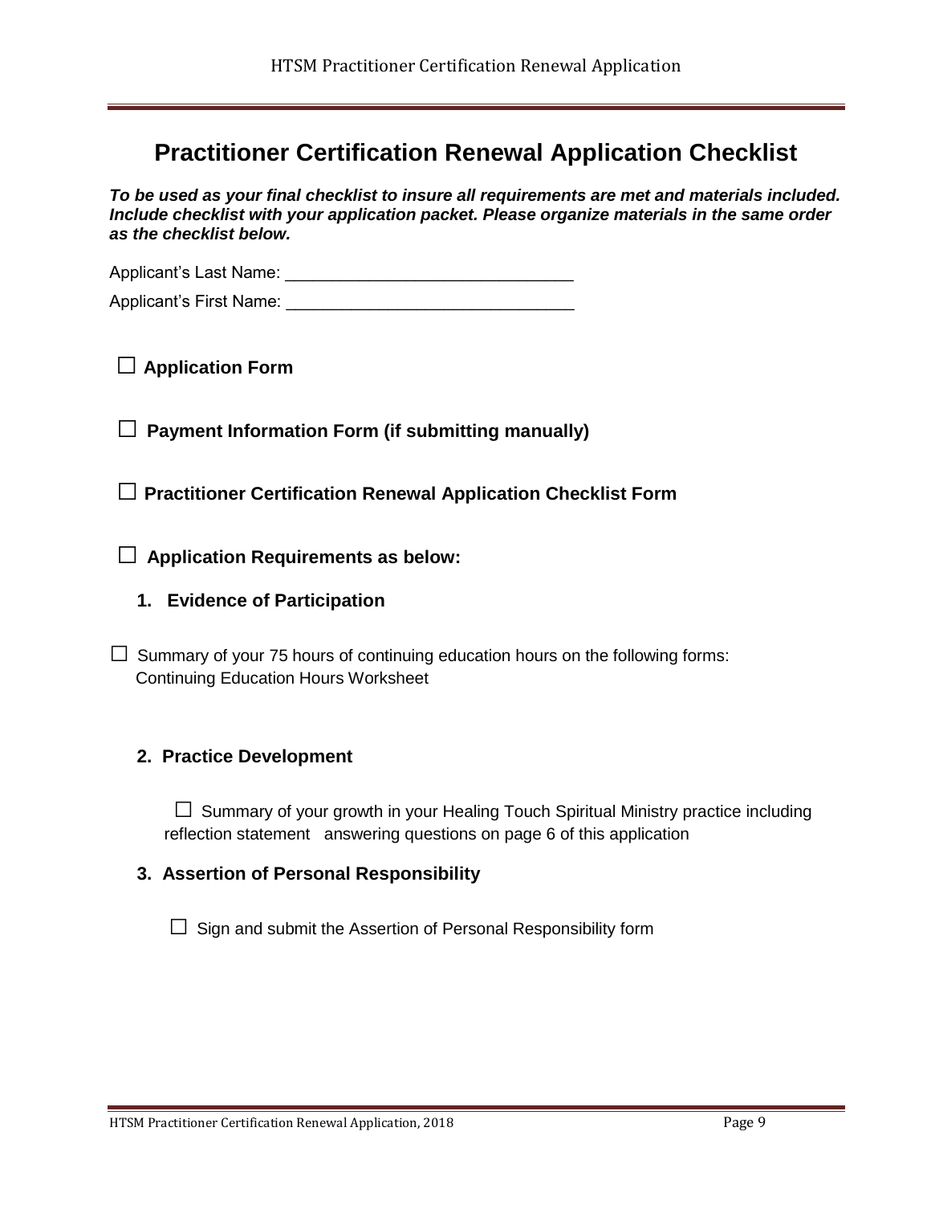# Practitioner Certification Renewal Application Checklist

***To be used as your final checklist to insure all requirements are met and materials included. Include checklist with your application packet. Please organize materials in the same order as the checklist below.***

Applicant's Last Name: ______________________________

Applicant's First Name: ______________________________

☐ **Application Form**

☐ **Payment Information Form (if submitting manually)**

☐ **Practitioner Certification Renewal Application Checklist Form**

☐ **Application Requirements as below:**

**1. Evidence of Participation**

☐ Summary of your 75 hours of continuing education hours on the following forms: Continuing Education Hours Worksheet

**2. Practice Development**

☐ Summary of your growth in your Healing Touch Spiritual Ministry practice including reflection statement answering questions on page 6 of this application

**3. Assertion of Personal Responsibility**

☐ Sign and submit the Assertion of Personal Responsibility form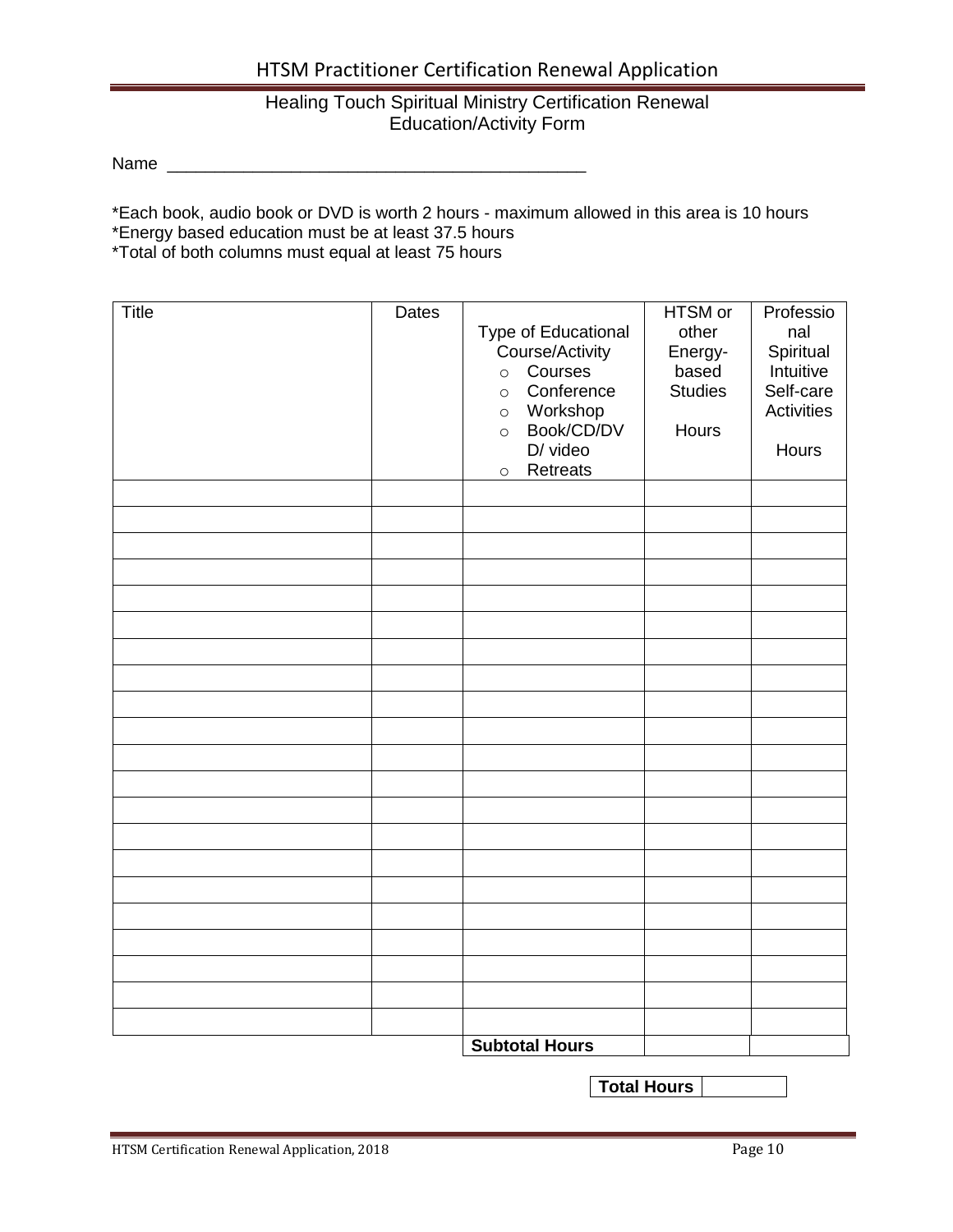## Healing Touch Spiritual Ministry Certification Renewal Education/Activity Form

Name ____________________________________________

*Each book, audio book or DVD is worth 2 hours - maximum allowed in this area is 10 hours
*Energy based education must be at least 37.5 hours
*Total of both columns must equal at least 75 hours

| Title | Dates | Type of Educational Course/Activity<br>○ Courses<br>○ Conference<br>○ Workshop<br>○ Book/CD/DVD/ video<br>○ Retreats | HTSM or other Energy-based Studies<br><br>Hours | Professional Spiritual Intuitive Self-care Activities<br><br>Hours |
|---|---|---|---|---|
| | | | | |
| | | | | |
| | | | | |
| | | | | |
| | | | | |
| | | | | |
| | | | | |
| | | | | |
| | | | | |
| | | | | |
| | | | | |
| | | | | |
| | | | | |
| | | | | |
| | | | | |
| | | | | |
| | | | | |
| | | | | |
| | | | | |
| | | | | |
| | | | | |
| | | **Subtotal Hours** | | |

| **Total Hours** | |
|---|---|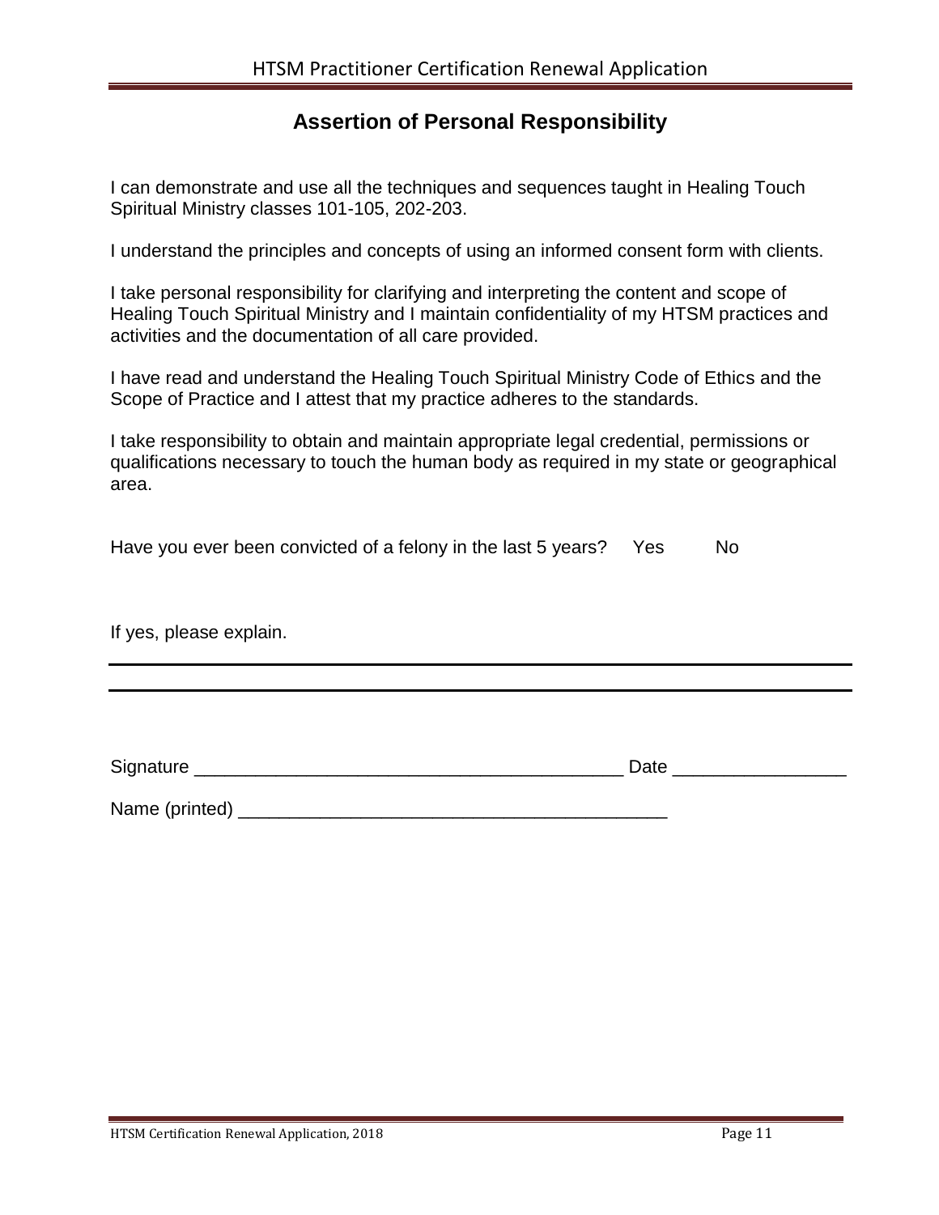## Assertion of Personal Responsibility

I can demonstrate and use all the techniques and sequences taught in Healing Touch Spiritual Ministry classes 101-105, 202-203.

I understand the principles and concepts of using an informed consent form with clients.

I take personal responsibility for clarifying and interpreting the content and scope of Healing Touch Spiritual Ministry and I maintain confidentiality of my HTSM practices and activities and the documentation of all care provided.

I have read and understand the Healing Touch Spiritual Ministry Code of Ethics and the Scope of Practice and I attest that my practice adheres to the standards.

I take responsibility to obtain and maintain appropriate legal credential, permissions or qualifications necessary to touch the human body as required in my state or geographical area.

Have you ever been convicted of a felony in the last 5 years? Yes No

If yes, please explain.

___________________________________________________________

___________________________________________________________

Signature ___________________________________________ Date _________________

Name (printed) ___________________________________________